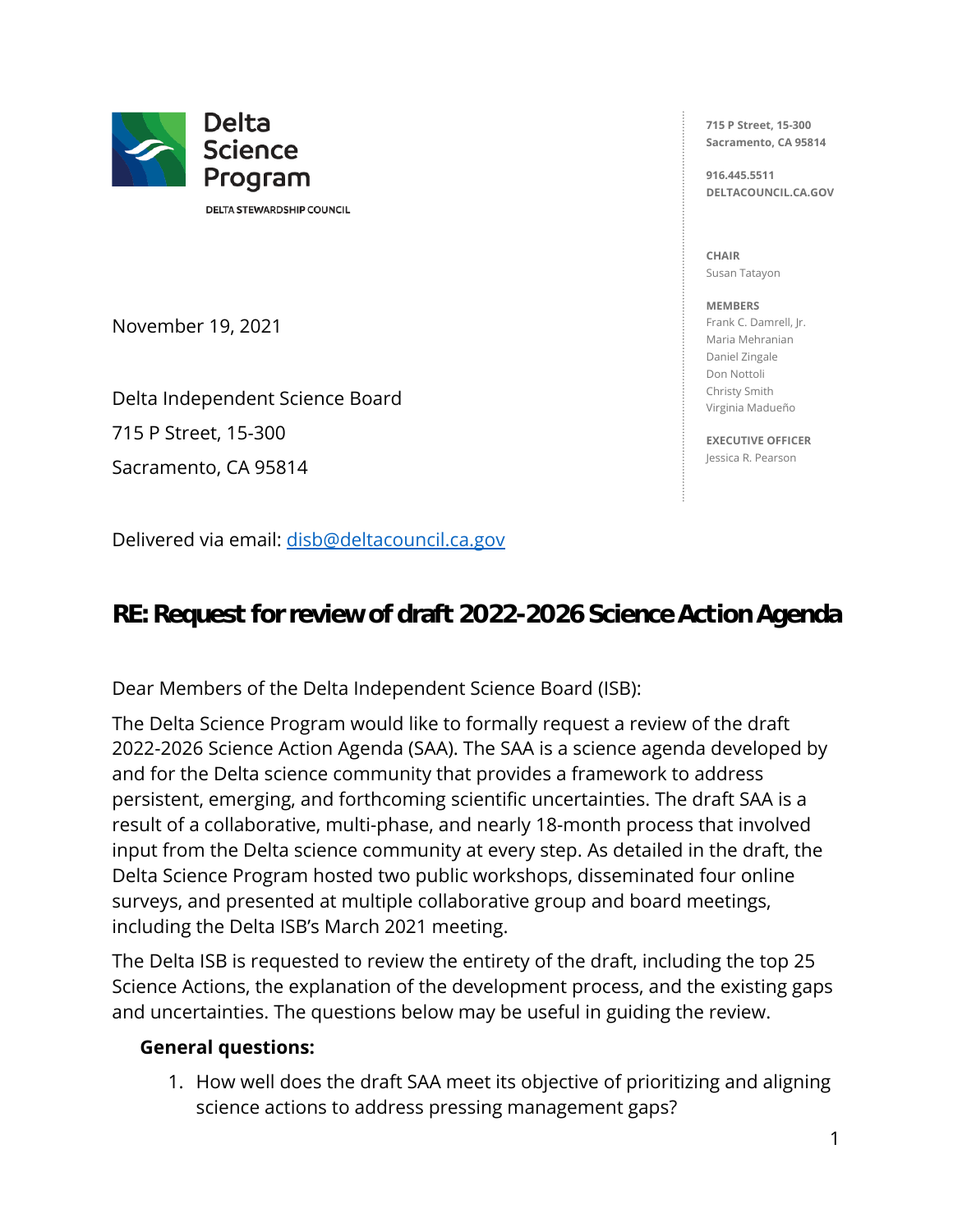Delta Science Program

DELTA STEWARDSHIP COUNCIL

715 P Street, 15-300
Sacramento, CA 95814

916.445.5511
DELTACOUNCIL.CA.GOV

**CHAIR**
Susan Tatayon

**MEMBERS**
Frank C. Damrell, Jr.
Maria Mehranian
Daniel Zingale
Don Nottoli
Christy Smith
Virginia Madueño

**EXECUTIVE OFFICER**
Jessica R. Pearson

November 19, 2021

Delta Independent Science Board
715 P Street, 15-300
Sacramento, CA 95814

Delivered via email: [disb@deltacouncil.ca.gov](mailto:disb@deltacouncil.ca.gov)

## RE: Request for review of draft 2022-2026 Science Action Agenda

Dear Members of the Delta Independent Science Board (ISB):

The Delta Science Program would like to formally request a review of the draft 2022-2026 Science Action Agenda (SAA). The SAA is a science agenda developed by and for the Delta science community that provides a framework to address persistent, emerging, and forthcoming scientific uncertainties. The draft SAA is a result of a collaborative, multi-phase, and nearly 18-month process that involved input from the Delta science community at every step. As detailed in the draft, the Delta Science Program hosted two public workshops, disseminated four online surveys, and presented at multiple collaborative group and board meetings, including the Delta ISB's March 2021 meeting.

The Delta ISB is requested to review the entirety of the draft, including the top 25 Science Actions, the explanation of the development process, and the existing gaps and uncertainties. The questions below may be useful in guiding the review.

**General questions:**

1. How well does the draft SAA meet its objective of prioritizing and aligning science actions to address pressing management gaps?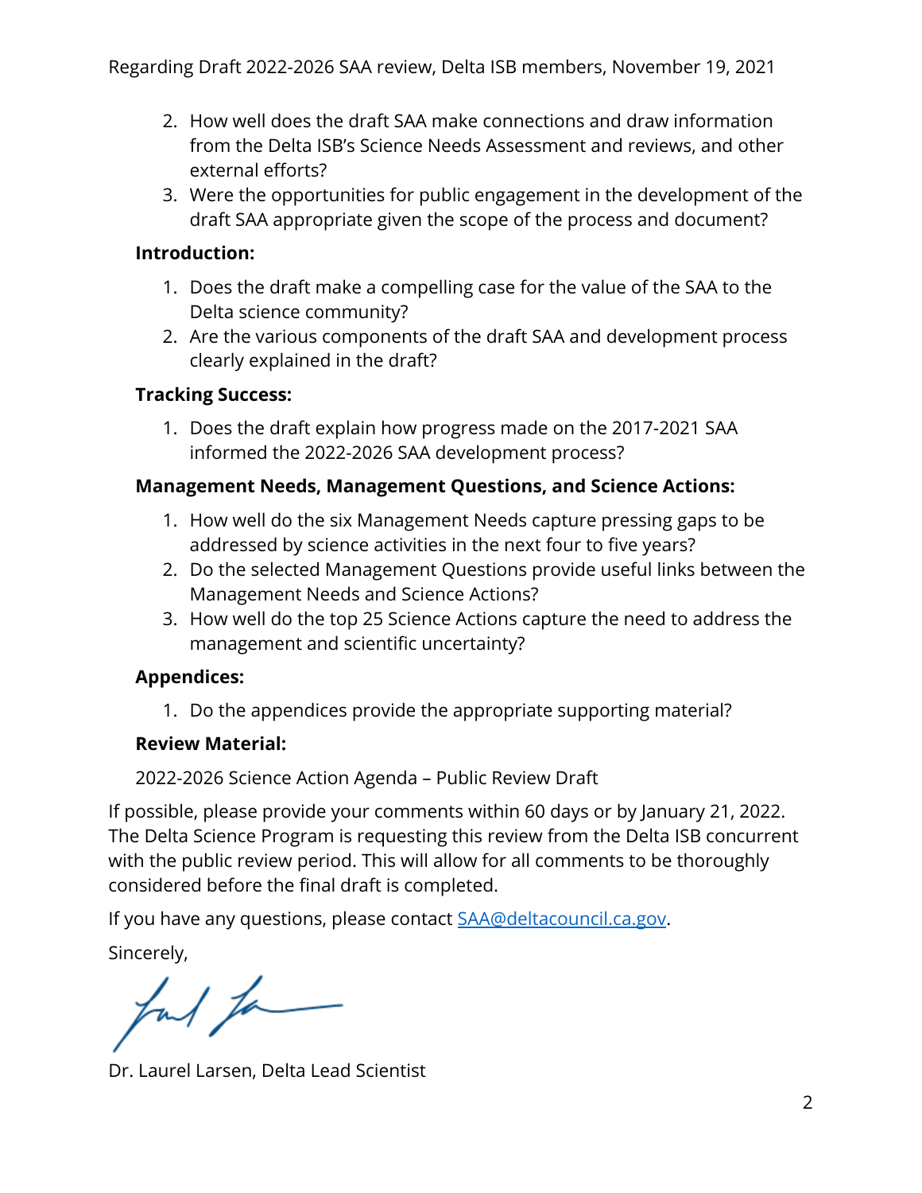2. How well does the draft SAA make connections and draw information from the Delta ISB's Science Needs Assessment and reviews, and other external efforts?
3. Were the opportunities for public engagement in the development of the draft SAA appropriate given the scope of the process and document?

**Introduction:**

1. Does the draft make a compelling case for the value of the SAA to the Delta science community?
2. Are the various components of the draft SAA and development process clearly explained in the draft?

**Tracking Success:**

1. Does the draft explain how progress made on the 2017-2021 SAA informed the 2022-2026 SAA development process?

**Management Needs, Management Questions, and Science Actions:**

1. How well do the six Management Needs capture pressing gaps to be addressed by science activities in the next four to five years?
2. Do the selected Management Questions provide useful links between the Management Needs and Science Actions?
3. How well do the top 25 Science Actions capture the need to address the management and scientific uncertainty?

**Appendices:**

1. Do the appendices provide the appropriate supporting material?

**Review Material:**

2022-2026 Science Action Agenda – Public Review Draft

If possible, please provide your comments within 60 days or by January 21, 2022. The Delta Science Program is requesting this review from the Delta ISB concurrent with the public review period. This will allow for all comments to be thoroughly considered before the final draft is completed.

If you have any questions, please contact SAA@deltacouncil.ca.gov.

Sincerely,

Dr. Laurel Larsen, Delta Lead Scientist